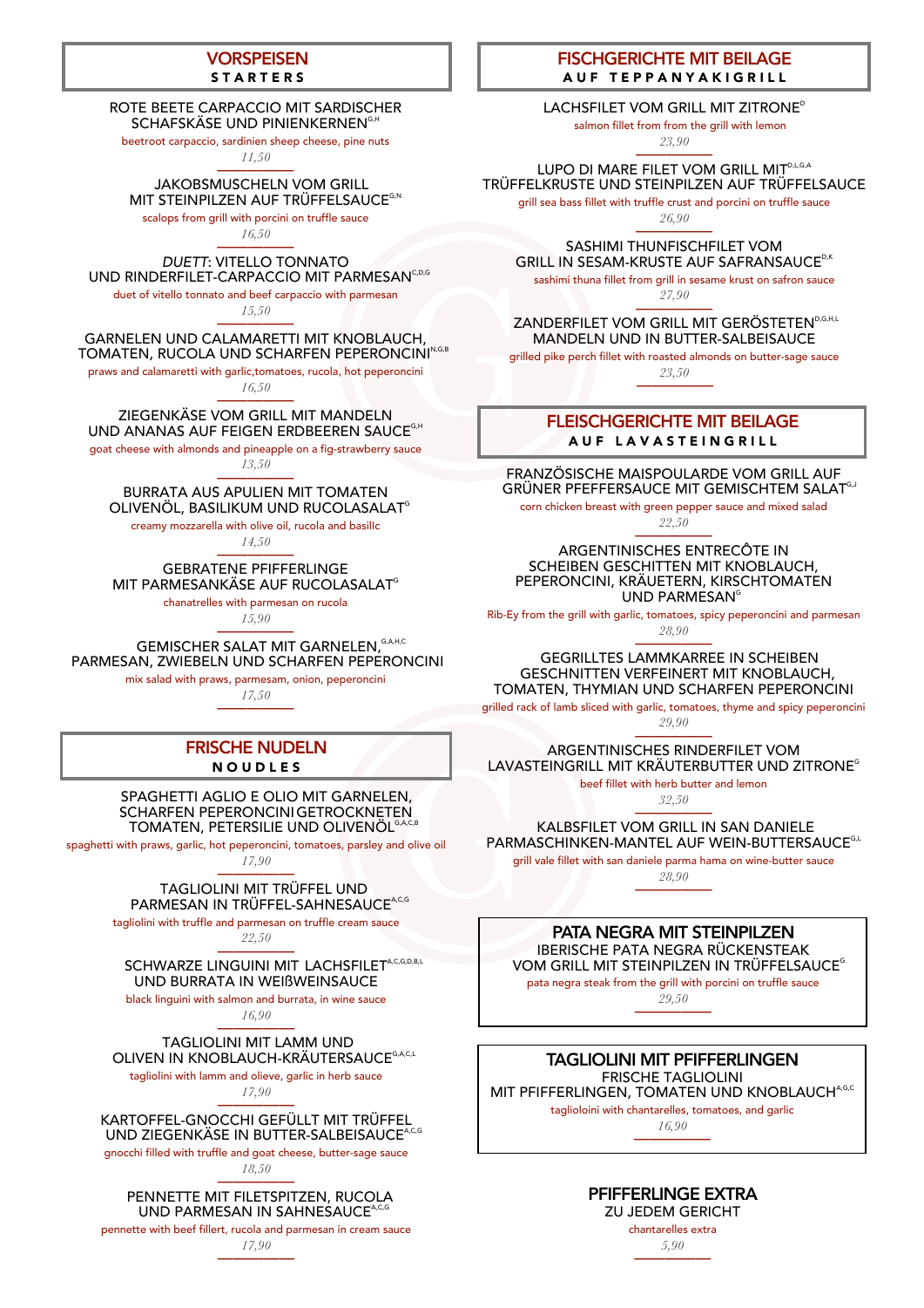## VORSPEISEN
**STARTERS**

ROTE BEETE CARPACCIO MIT SARDISCHER SCHAFSKÄSE UND PINIENKERNEN[G,H]

beetroot carpaccio, sardinien sheep cheese, pine nuts

*11,50*

JAKOBSMUSCHELN VOM GRILL MIT STEINPILZEN AUF TRÜFFELSAUCE[G,N]

scalops from grill with porcini on truffle sauce

*16,50*

*DUETT*: VITELLO TONNATO UND RINDERFILET-CARPACCIO MIT PARMESAN[C,D,G]

duet of vitello tonnato and beef carpaccio with parmesan

*15,50*

GARNELEN UND CALAMARETTI MIT KNOBLAUCH, TOMATEN, RUCOLA UND SCHARFEN PEPERONCINI[N,G,B]

praws and calamaretti with garlic,tomatoes, rucola, hot peperoncini

*16,50*

ZIEGENKÄSE VOM GRILL MIT MANDELN UND ANANAS AUF FEIGEN ERDBEEREN SAUCE[G,H]

goat cheese with almonds and pineapple on a fig-strawberry sauce

*13,50*

BURRATA AUS APULIEN MIT TOMATEN OLIVENÖL, BASILIKUM UND RUCOLASALAT[G]

creamy mozzarella with olive oil, rucola and basillc

*14,50*

GEBRATENE PFIFFERLINGE MIT PARMESANKÄSE AUF RUCOLASALAT[G]

chanatrelles with parmesan on rucola

*15,90*

GEMISCHER SALAT MIT GARNELEN,[G,A,H,C] PARMESAN, ZWIEBELN UND SCHARFEN PEPERONCINI

mix salad with praws, parmesam, onion, peperoncini

*17,50*

## FRISCHE NUDELN
**NOUDLES**

SPAGHETTI AGLIO E OLIO MIT GARNELEN, SCHARFEN PEPERONCINI GETROCKNETEN TOMATEN, PETERSILIE UND OLIVENÖL[G,A,C,B]

spaghetti with praws, garlic, hot peperoncini, tomatoes, parsley and olive oil

*17,90*

TAGLIOLINI MIT TRÜFFEL UND PARMESAN IN TRÜFFEL-SAHNESAUCE[A,C,G]

tagliolini with truffle and parmesan on truffle cream sauce

*22,50*

SCHWARZE LINGUINI MIT LACHSFILET[A,C,G,D,B,L] UND BURRATA IN WEIẞWEINSAUCE

black linguini with salmon and burrata, in wine sauce

*16,90*

TAGLIOLINI MIT LAMM UND OLIVEN IN KNOBLAUCH-KRÄUTERSAUCE[G,A,C,L]

tagliolini with lamm and olieve, garlic in herb sauce

*17,90*

KARTOFFEL-GNOCCHI GEFÜLLT MIT TRÜFFEL UND ZIEGENKÄSE IN BUTTER-SALBEISAUCE[A,C,G]

gnocchi filled with truffle and goat cheese, butter-sage sauce

*18,50*

PENNETTE MIT FILETSPITZEN, RUCOLA UND PARMESAN IN SAHNESAUCE[A,C,G]

pennette with beef fillert, rucola and parmesan in cream sauce

*17,90*

## FISCHGERICHTE MIT BEILAGE
**AUF TEPPANYAKIGRILL**

LACHSFILET VOM GRILL MIT ZITRONE[D]

salmon fillet from from the grill with lemon

*23,90*

LUPO DI MARE FILET VOM GRILL MIT[D,L,G,A] TRÜFFELKRUSTE UND STEINPILZEN AUF TRÜFFELSAUCE

grill sea bass fillet with truffle crust and porcini on truffle sauce

*26,90*

SASHIMI THUNFISCHFILET VOM GRILL IN SESAM-KRUSTE AUF SAFRANSAUCE[D,K]

sashimi thuna fillet from grill in sesame krust on safron sauce

*27,90*

ZANDERFILET VOM GRILL MIT GERÖSTETEN[D,G,H,L] MANDELN UND IN BUTTER-SALBEISAUCE

grilled pike perch fillet with roasted almonds on butter-sage sauce

*23,50*

## FLEISCHGERICHTE MIT BEILAGE
**AUF LAVASTEINGRILL**

FRANZÖSISCHE MAISPOULARDE VOM GRILL AUF GRÜNER PFEFFERSAUCE MIT GEMISCHTEM SALAT[G,J]

corn chicken breast with green pepper sauce and mixed salad

*22,50*

ARGENTINISCHES ENTRECÔTE IN SCHEIBEN GESCHITTEN MIT KNOBLAUCH, PEPERONCINI, KRÄUETERN, KIRSCHTOMATEN UND PARMESAN[G]

Rib-Ey from the grill with garlic, tomatoes, spicy peperoncini and parmesan

*28,90*

GEGRILLTES LAMMKARREE IN SCHEIBEN GESCHNITTEN VERFEINERT MIT KNOBLAUCH, TOMATEN, THYMIAN UND SCHARFEN PEPERONCINI

grilled rack of lamb sliced with garlic, tomatoes, thyme and spicy peperoncini

*29,90*

ARGENTINISCHES RINDERFILET VOM LAVASTEINGRILL MIT KRÄUTERBUTTER UND ZITRONE[G]

beef fillet with herb butter and lemon

*32,50*

KALBSFILET VOM GRILL IN SAN DANIELE PARMASCHINKEN-MANTEL AUF WEIN-BUTTERSAUCE[G,L]

grill vale fillet with san daniele parma hama on wine-butter sauce

*28,90*

## PATA NEGRA MIT STEINPILZEN

IBERISCHE PATA NEGRA RÜCKENSTEAK VOM GRILL MIT STEINPILZEN IN TRÜFFELSAUCE[G]

pata negra steak from the grill with porcini on truffle sauce

*29,50*

## TAGLIOLINI MIT PFIFFERLINGEN

FRISCHE TAGLIOLINI MIT PFIFFERLINGEN, TOMATEN UND KNOBLAUCH[A,G,C]

taglioloini with chantarelles, tomatoes, and garlic

*16,90*

## PFIFFERLINGE EXTRA

ZU JEDEM GERICHT

chantarelles extra

*5,90*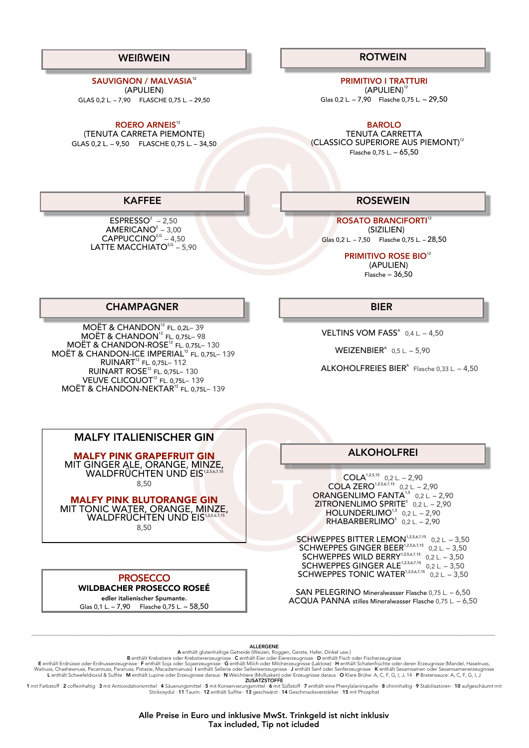## WEIßWEIN

**SAUVIGNON / MALVASIA**[12]
(APULIEN)
GLAS 0,2 L. – 7,90 FLASCHE 0,75 L. – 29,50

**ROERO ARNEIS**[12]
(TENUTA CARRETA PIEMONTE)
GLAS 0,2 L. – 9,50 FLASCHE 0,75 L. – 34,50

## ROTWEIN

**PRIMITIVO I TRATTURI**
(APULIEN)[12]
Glas 0,2 L. – 7,90 Flasche 0,75 L. – 29,50

**BAROLO**
TENUTA CARRETTA
(CLASSICO SUPERIORE AUS PIEMONT)[12]
Flasche 0,75 L. – 65,50

## KAFFEE

ESPRESSO[2] – 2,50
AMERICANO[2] – 3,00
CAPPUCCINO[2,G] – 4,50
LATTE MACCHIATO[2,G] – 5,90

## ROSEWEIN

**ROSATO BRANCIFORTI**[12]
(SIZILIEN)
Glas 0,2 L. – 7,50 Flasche 0,75 L. – 28,50

**PRIMITIVO ROSE BIO**[12]
(APULIEN)
Flasche – 36,50

## CHAMPAGNER

MOËT & CHANDON[12] FL. 0,2L– 39
MOËT & CHANDON[12] FL. 0,75L– 98
MOËT & CHANDON-ROSE[12] FL. 0,75L– 130
MOËT & CHANDON-ICE IMPERIAL[12] FL. 0,75L– 139
RUINART[12] FL. 0,75L– 112
RUINART ROSE[12] FL. 0,75L– 130
VEUVE CLICQUOT[12] FL. 0,75L– 139
MOËT & CHANDON-NEKTAR[12] FL. 0,75L– 139

## BIER

VELTINS VOM FASS[A] 0,4 L. – 4,50

WEIZENBIER[A] 0,5 L. – 5,90

ALKOHOLFREIES BIER[A] Flasche 0,33 L. – 4,50

## MALFY ITALIENISCHER GIN

**MALFY PINK GRAPEFRUIT GIN**
MIT GINGER ALE, ORANGE, MINZE, WALDFRÜCHTEN UND EIS[1,2,5,6,7,15]
8,50

**MALFY PINK BLUTORANGE GIN**
MIT TONIC WATER, ORANGE, MINZE, WALDFRÜCHTEN UND EIS[1,2,5,6,7,15]
8,50

## ALKOHOLFREI

COLA[1,2,5,15] 0,2 L. – 2,90
COLA ZERO[1,2,5,6,7,15] 0,2 L. – 2,90
ORANGENLIMO FANTA[1,5] 0,2 L. – 2,90
ZITRONENLIMO SPRITE[5] 0,2 L. – 2,90
HOLUNDERLIMO[1,5] 0,2 L. – 2,90
RHABARBERLIMO[5] 0,2 L. – 2,90

SCHWEPPES BITTER LEMON[1,2,5,6,7,15] 0,2 L. – 3,50
SCHWEPPES GINGER BEER[1,2,5,6,7,15] 0,2 L. – 3,50
SCHWEPPES WILD BERRY[1,2,5,6,7,15] 0,2 L. – 3,50
SCHWEPPES GINGER ALE[1,2,5,6,7,15] 0,2 L. – 3,50
SCHWEPPES TONIC WATER[1,2,5,6,7,15] 0,2 L. – 3,50

SAN PELEGRINO Mineralwasser Flasche 0,75 L. – 6,50
ACQUA PANNA stilles Mineralwasser Flasche 0,75 L. – 6,50

## PROSECCO

**WILDBACHER PROSECCO ROSEÉ**
**edler italienischer Spumante.**
Glas 0,1 L. – 7,90 Flasche 0,75 L. – 58,50

---

**ALLERGENE**

**A** enthält glutenhaltige Getreide (Weizen, Roggen, Gerste, Hafer, Dinkel usw.)
**B** enthält Krebstiere oder Krebstiererzeugnisse · **C** enthält Eier oder Eiererzeugnisse · **D** enthält Fisch oder Fischerzeugnisse
**E** enthält Erdnüsse oder Erdnusserzeugnisse · **F** enthält Soja oder Sojaerzeugnisse · **G** enthält Milch oder Milcherzeugnisse (Laktose) · **H** enthält Schalenfrüchte oder deren Erzeugnisse (Mandel, Haselnuss, Walnuss, Chashewnuss, Pecannuss, Paranuss, Pistazie, Macadamianuss) · **I** enthält Sellerie oder Sellerieerzeugnisse · **J** enthält Senf oder Senferzeugnisse · **K** enthält Sesamsamen oder Sesamsamenerzeugnisse
**L** enthält Schwefeldioxid & Sulfite · **M** enthält Lupine oder Erzeugnisse daraus · **N** Weichtiere (Mollusken) oder Erzeugnisse daraus · **O** Klare Brühe: A, C, F, G, I, J, 14 · **P** Bratensauce: A, C, F, G, I, J

**ZUSATZSTOFFE**

**1** mit Farbstoff · **2** coffeinhaltig · **3** mit Antioxidationsmittel · **4** Säuerungsmittel · **5** mit Konservierungsmittel · **6** mit Süßstoff · **7** enthält eine Phenylalaninquelle · **8** chininhaltig · **9** Stabilisatoren · **10** aufgeschäumt mit Stickoxydul · **11** Taurin · **12** enthält Sulfite · **13** geschwärzt · **14** Geschmacksverstärker · **15** mit Phosphat

**Alle Preise in Euro und inklusive MwSt. Trinkgeld ist nicht inklusiv**
**Tax included, Tip not icluded**